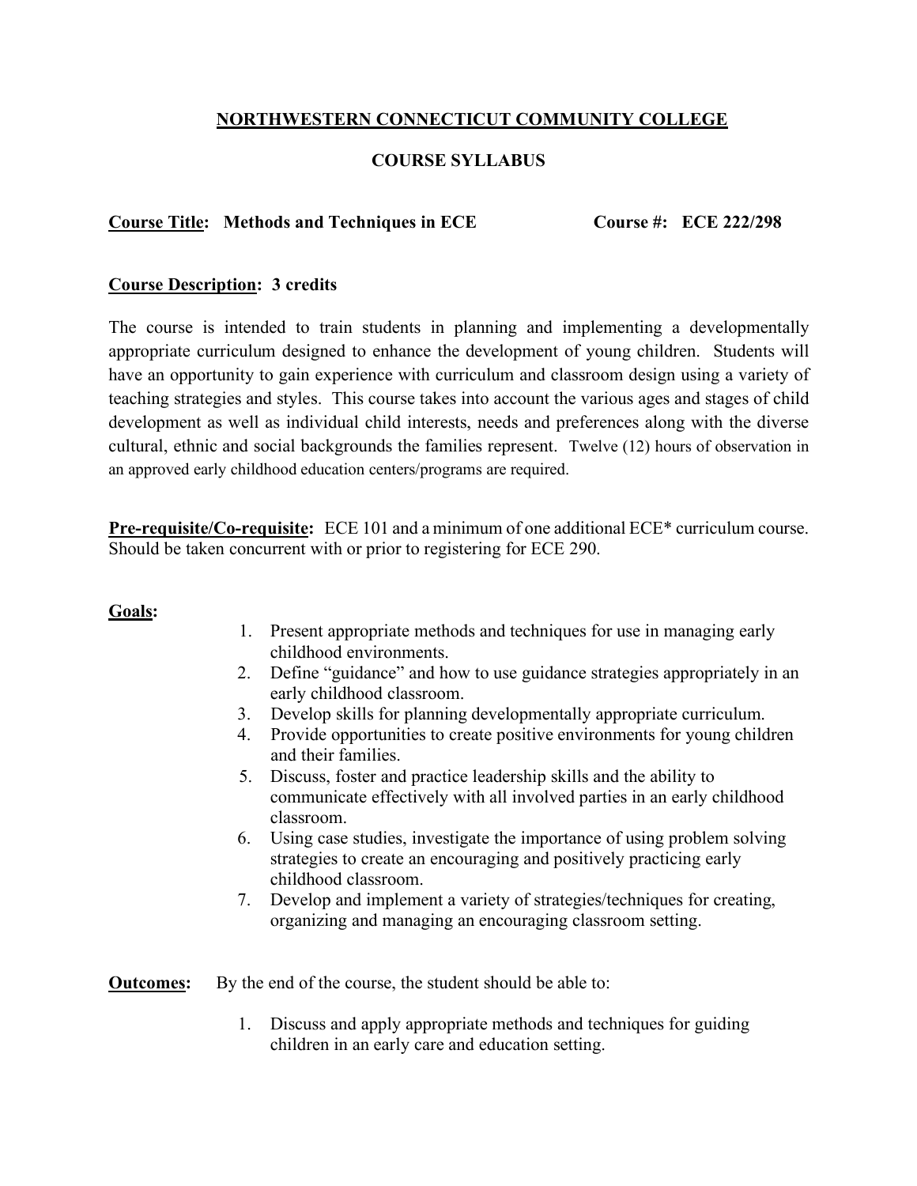# NORTHWESTERN CONNECTICUT COMMUNITY COLLEGE

## COURSE SYLLABUS

**Course Title: Methods and Techniques in ECE** **Course #: ECE 222/298**

**Course Description: 3 credits**

The course is intended to train students in planning and implementing a developmentally appropriate curriculum designed to enhance the development of young children. Students will have an opportunity to gain experience with curriculum and classroom design using a variety of teaching strategies and styles. This course takes into account the various ages and stages of child development as well as individual child interests, needs and preferences along with the diverse cultural, ethnic and social backgrounds the families represent. Twelve (12) hours of observation in an approved early childhood education centers/programs are required.

**Pre-requisite/Co-requisite:** ECE 101 and a minimum of one additional ECE* curriculum course. Should be taken concurrent with or prior to registering for ECE 290.

**Goals:**

1. Present appropriate methods and techniques for use in managing early childhood environments.
2. Define "guidance" and how to use guidance strategies appropriately in an early childhood classroom.
3. Develop skills for planning developmentally appropriate curriculum.
4. Provide opportunities to create positive environments for young children and their families.
5. Discuss, foster and practice leadership skills and the ability to communicate effectively with all involved parties in an early childhood classroom.
6. Using case studies, investigate the importance of using problem solving strategies to create an encouraging and positively practicing early childhood classroom.
7. Develop and implement a variety of strategies/techniques for creating, organizing and managing an encouraging classroom setting.

**Outcomes:** By the end of the course, the student should be able to:

1. Discuss and apply appropriate methods and techniques for guiding children in an early care and education setting.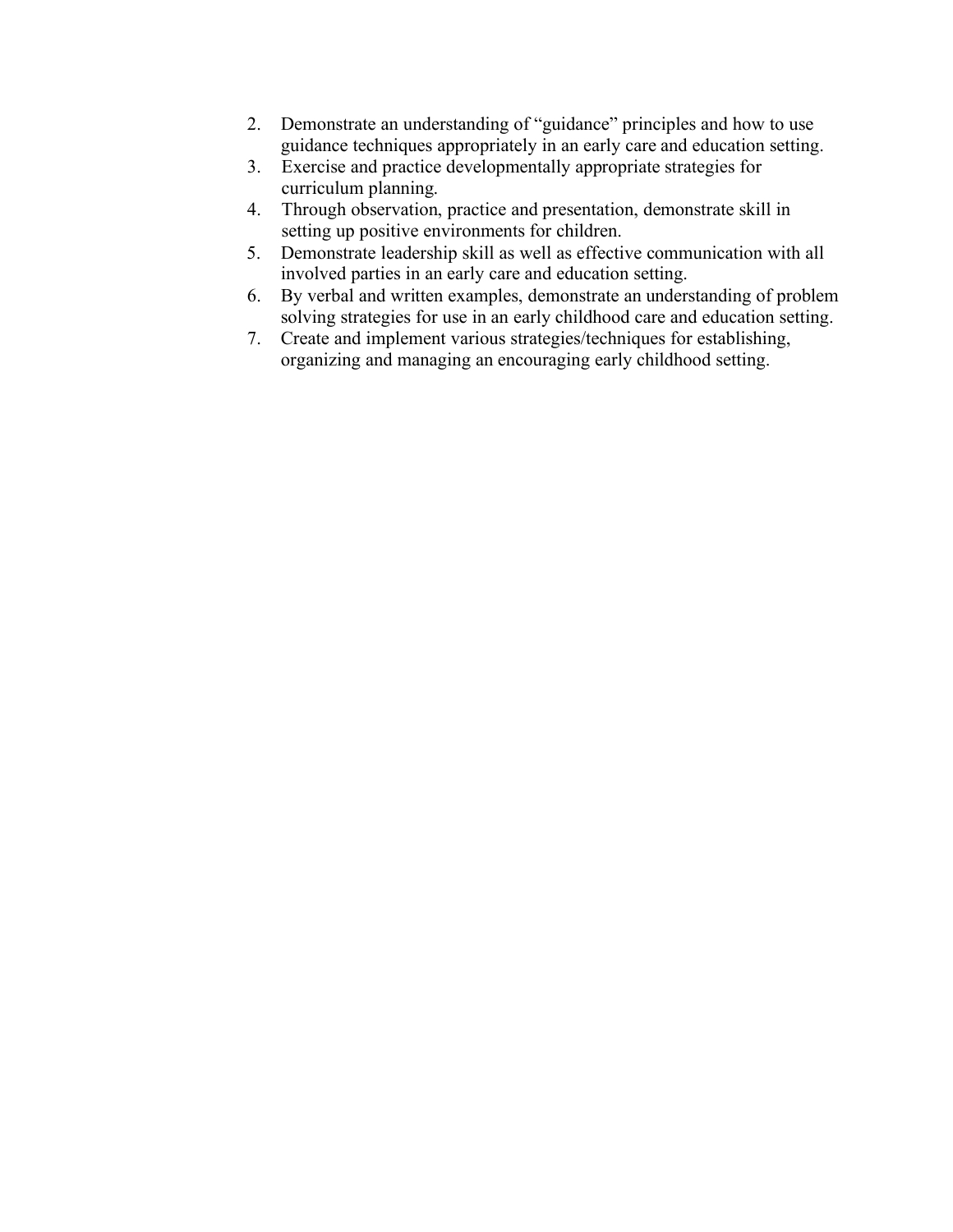2. Demonstrate an understanding of "guidance" principles and how to use guidance techniques appropriately in an early care and education setting.
3. Exercise and practice developmentally appropriate strategies for curriculum planning.
4. Through observation, practice and presentation, demonstrate skill in setting up positive environments for children.
5. Demonstrate leadership skill as well as effective communication with all involved parties in an early care and education setting.
6. By verbal and written examples, demonstrate an understanding of problem solving strategies for use in an early childhood care and education setting.
7. Create and implement various strategies/techniques for establishing, organizing and managing an encouraging early childhood setting.